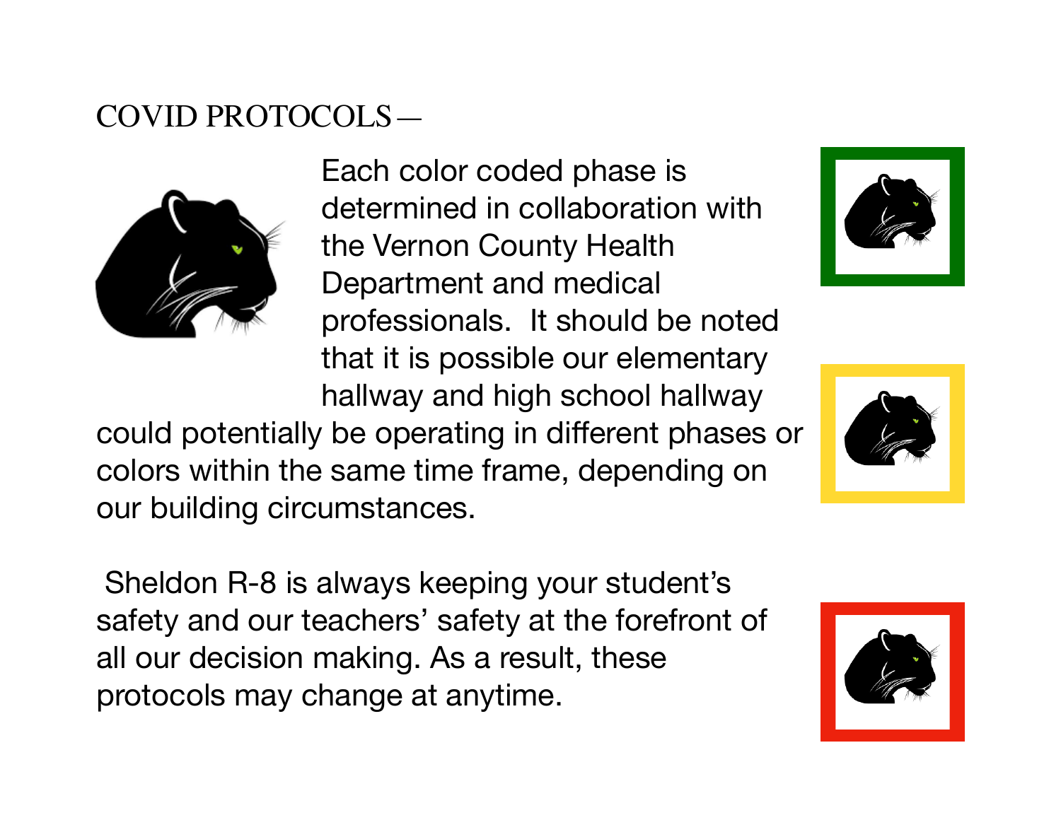# COVID PROTOCOLS—

Each color coded phase is determined in collaboration with the Vernon County Health Department and medical professionals. It should be noted that it is possible our elementary hallway and high school hallway could potentially be operating in different phases or colors within the same time frame, depending on our building circumstances.

Sheldon R-8 is always keeping your student's safety and our teachers' safety at the forefront of all our decision making. As a result, these protocols may change at anytime.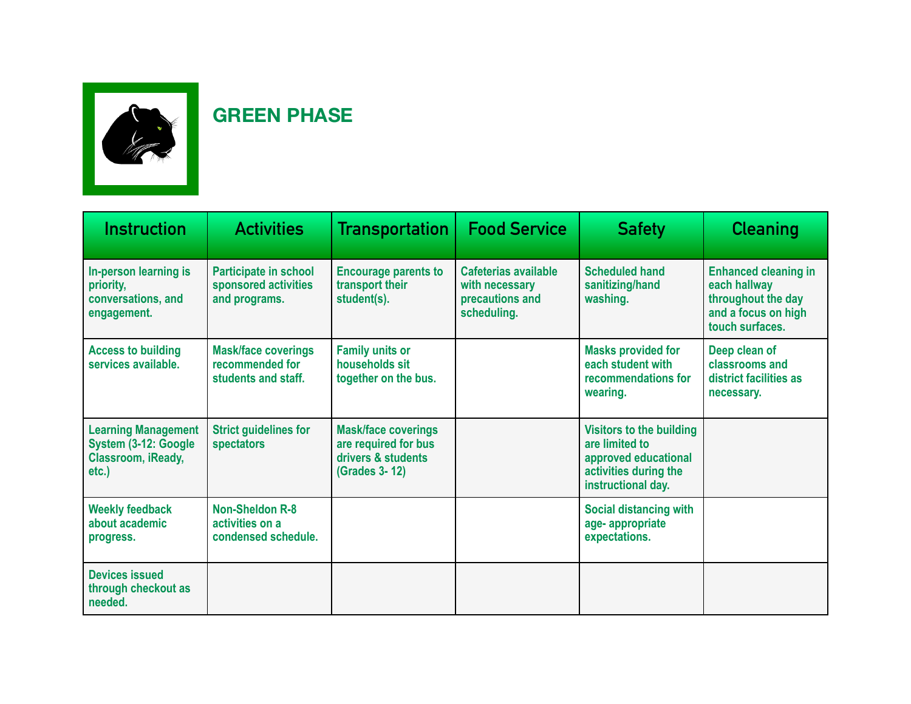# GREEN PHASE

| Instruction | Activities | Transportation | Food Service | Safety | Cleaning |
|---|---|---|---|---|---|
| In-person learning is priority, conversations, and engagement. | Participate in school sponsored activities and programs. | Encourage parents to transport their student(s). | Cafeterias available with necessary precautions and scheduling. | Scheduled hand sanitizing/hand washing. | Enhanced cleaning in each hallway throughout the day and a focus on high touch surfaces. |
| Access to building services available. | Mask/face coverings recommended for students and staff. | Family units or households sit together on the bus. | | Masks provided for each student with recommendations for wearing. | Deep clean of classrooms and district facilities as necessary. |
| Learning Management System (3-12: Google Classroom, iReady, etc.) | Strict guidelines for spectators | Mask/face coverings are required for bus drivers & students (Grades 3- 12) | | Visitors to the building are limited to approved educational activities during the instructional day. | |
| Weekly feedback about academic progress. | Non-Sheldon R-8 activities on a condensed schedule. | | | Social distancing with age- appropriate expectations. | |
| Devices issued through checkout as needed. | | | | | |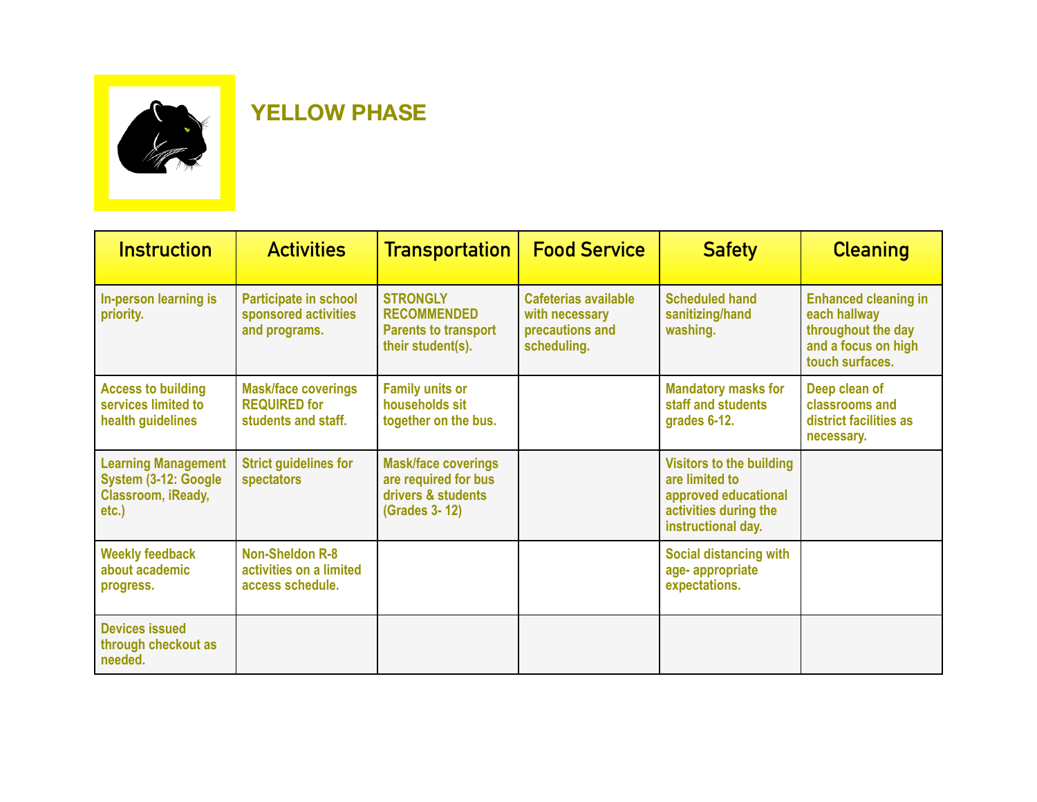# YELLOW PHASE

| Instruction | Activities | Transportation | Food Service | Safety | Cleaning |
|---|---|---|---|---|---|
| In-person learning is priority. | Participate in school sponsored activities and programs. | STRONGLY RECOMMENDED Parents to transport their student(s). | Cafeterias available with necessary precautions and scheduling. | Scheduled hand sanitizing/hand washing. | Enhanced cleaning in each hallway throughout the day and a focus on high touch surfaces. |
| Access to building services limited to health guidelines | Mask/face coverings REQUIRED for students and staff. | Family units or households sit together on the bus. | | Mandatory masks for staff and students grades 6-12. | Deep clean of classrooms and district facilities as necessary. |
| Learning Management System (3-12: Google Classroom, iReady, etc.) | Strict guidelines for spectators | Mask/face coverings are required for bus drivers & students (Grades 3- 12) | | Visitors to the building are limited to approved educational activities during the instructional day. | |
| Weekly feedback about academic progress. | Non-Sheldon R-8 activities on a limited access schedule. | | | Social distancing with age- appropriate expectations. | |
| Devices issued through checkout as needed. | | | | | |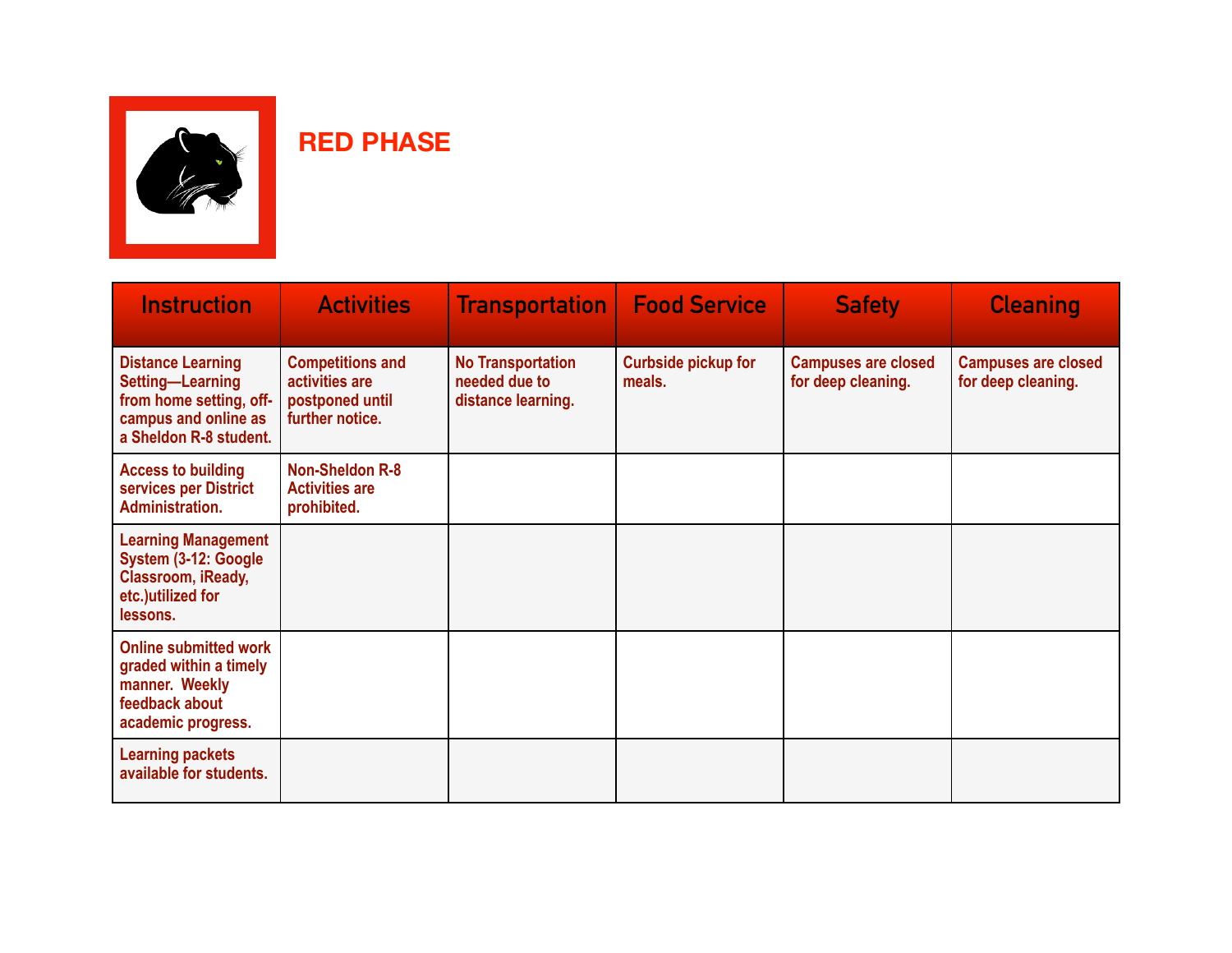# RED PHASE

| Instruction | Activities | Transportation | Food Service | Safety | Cleaning |
|---|---|---|---|---|---|
| Distance Learning Setting—Learning from home setting, off-campus and online as a Sheldon R-8 student. | Competitions and activities are postponed until further notice. | No Transportation needed due to distance learning. | Curbside pickup for meals. | Campuses are closed for deep cleaning. | Campuses are closed for deep cleaning. |
| Access to building services per District Administration. | Non-Sheldon R-8 Activities are prohibited. | | | | |
| Learning Management System (3-12: Google Classroom, iReady, etc.)utilized for lessons. | | | | | |
| Online submitted work graded within a timely manner. Weekly feedback about academic progress. | | | | | |
| Learning packets available for students. | | | | | |